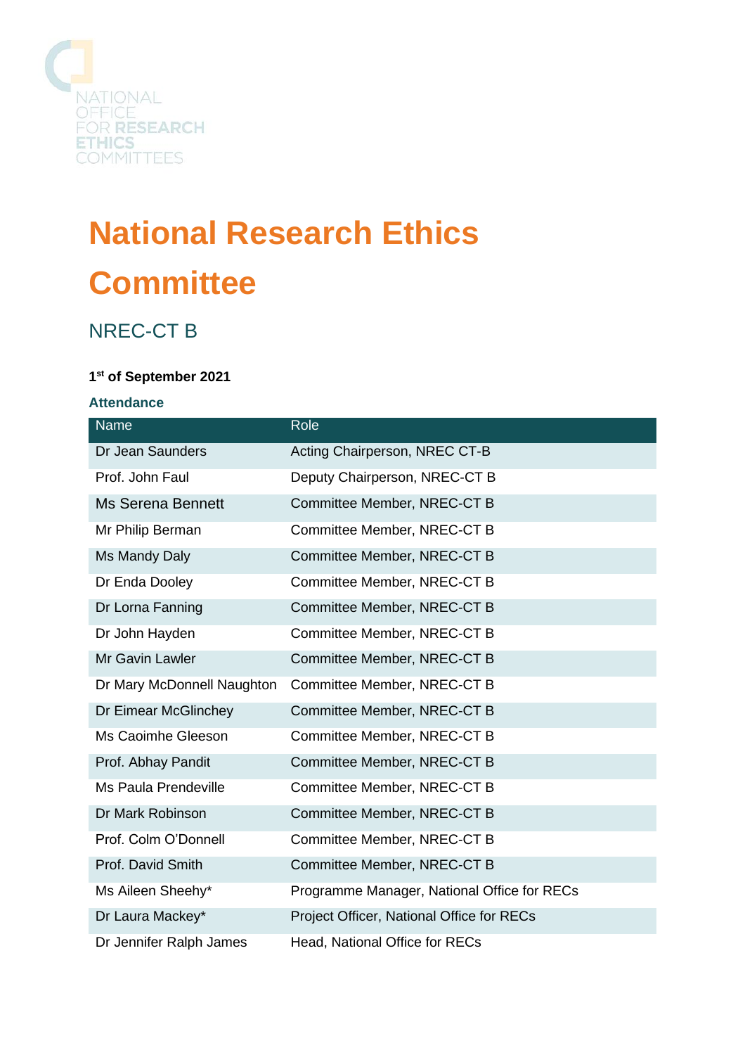NATIONAL OFFICE FOR RESEARCH ETHICS COMMITTEES

# National Research Ethics Committee

## NREC-CT B

**1st of September 2021**

### Attendance

| Name | Role |
|---|---|
| Dr Jean Saunders | Acting Chairperson, NREC CT-B |
| Prof. John Faul | Deputy Chairperson, NREC-CT B |
| Ms Serena Bennett | Committee Member, NREC-CT B |
| Mr Philip Berman | Committee Member, NREC-CT B |
| Ms Mandy Daly | Committee Member, NREC-CT B |
| Dr Enda Dooley | Committee Member, NREC-CT B |
| Dr Lorna Fanning | Committee Member, NREC-CT B |
| Dr John Hayden | Committee Member, NREC-CT B |
| Mr Gavin Lawler | Committee Member, NREC-CT B |
| Dr Mary McDonnell Naughton | Committee Member, NREC-CT B |
| Dr Eimear McGlinchey | Committee Member, NREC-CT B |
| Ms Caoimhe Gleeson | Committee Member, NREC-CT B |
| Prof. Abhay Pandit | Committee Member, NREC-CT B |
| Ms Paula Prendeville | Committee Member, NREC-CT B |
| Dr Mark Robinson | Committee Member, NREC-CT B |
| Prof. Colm O'Donnell | Committee Member, NREC-CT B |
| Prof. David Smith | Committee Member, NREC-CT B |
| Ms Aileen Sheehy* | Programme Manager, National Office for RECs |
| Dr Laura Mackey* | Project Officer, National Office for RECs |
| Dr Jennifer Ralph James | Head, National Office for RECs |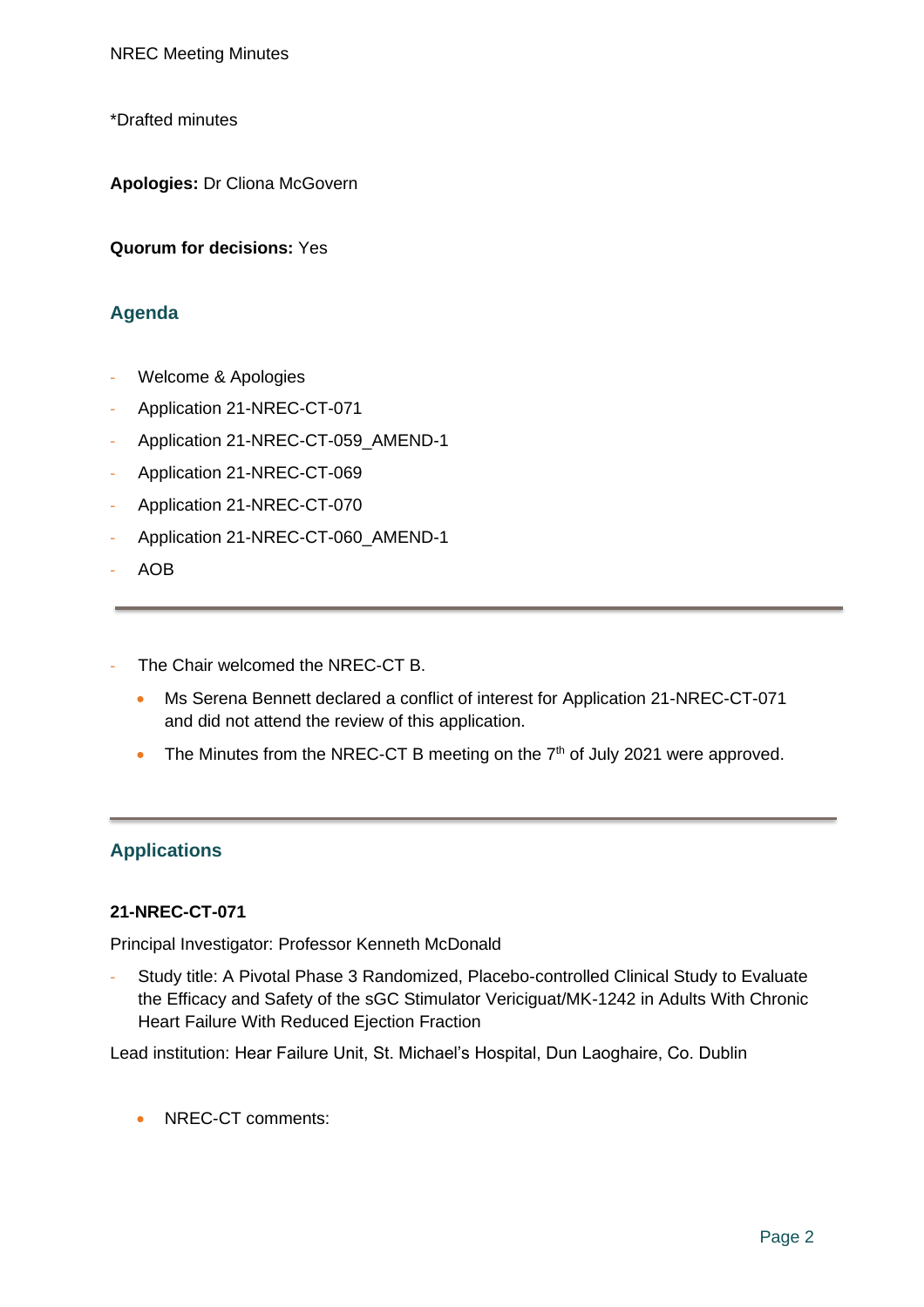NREC Meeting Minutes

*Drafted minutes

**Apologies:** Dr Cliona McGovern

**Quorum for decisions:** Yes

## Agenda

- Welcome & Apologies
- Application 21-NREC-CT-071
- Application 21-NREC-CT-059_AMEND-1
- Application 21-NREC-CT-069
- Application 21-NREC-CT-070
- Application 21-NREC-CT-060_AMEND-1
- AOB

---

- The Chair welcomed the NREC-CT B.
  - Ms Serena Bennett declared a conflict of interest for Application 21-NREC-CT-071 and did not attend the review of this application.
  - The Minutes from the NREC-CT B meeting on the 7th of July 2021 were approved.

---

## Applications

**21-NREC-CT-071**

Principal Investigator: Professor Kenneth McDonald

- Study title: A Pivotal Phase 3 Randomized, Placebo-controlled Clinical Study to Evaluate the Efficacy and Safety of the sGC Stimulator Vericiguat/MK-1242 in Adults With Chronic Heart Failure With Reduced Ejection Fraction

Lead institution: Hear Failure Unit, St. Michael's Hospital, Dun Laoghaire, Co. Dublin

- NREC-CT comments: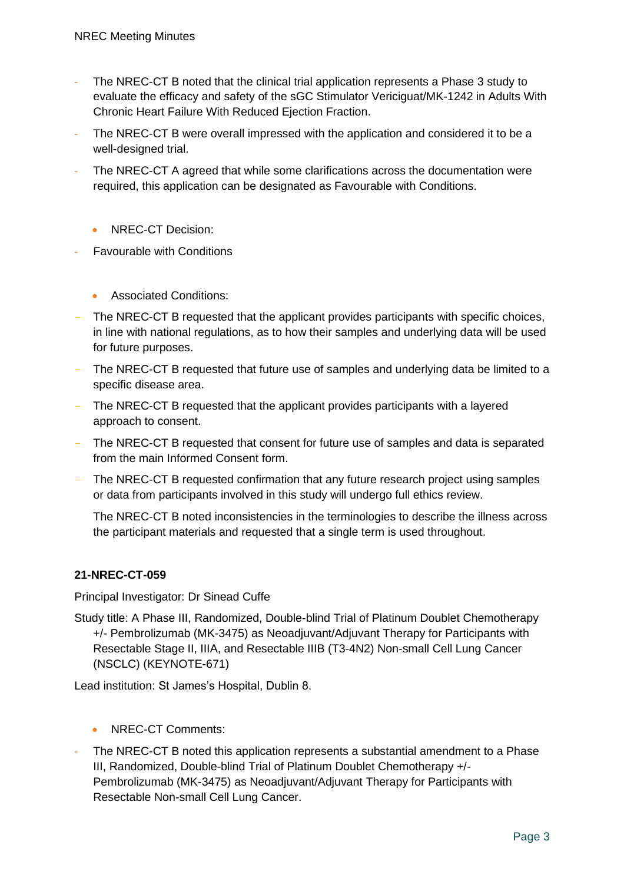- The NREC-CT B noted that the clinical trial application represents a Phase 3 study to evaluate the efficacy and safety of the sGC Stimulator Vericiguat/MK-1242 in Adults With Chronic Heart Failure With Reduced Ejection Fraction.
- The NREC-CT B were overall impressed with the application and considered it to be a well-designed trial.
- The NREC-CT A agreed that while some clarifications across the documentation were required, this application can be designated as Favourable with Conditions.

- NREC-CT Decision:

- Favourable with Conditions

- Associated Conditions:

- The NREC-CT B requested that the applicant provides participants with specific choices, in line with national regulations, as to how their samples and underlying data will be used for future purposes.
- The NREC-CT B requested that future use of samples and underlying data be limited to a specific disease area.
- The NREC-CT B requested that the applicant provides participants with a layered approach to consent.
- The NREC-CT B requested that consent for future use of samples and data is separated from the main Informed Consent form.
- The NREC-CT B requested confirmation that any future research project using samples or data from participants involved in this study will undergo full ethics review.

The NREC-CT B noted inconsistencies in the terminologies to describe the illness across the participant materials and requested that a single term is used throughout.

**21-NREC-CT-059**

Principal Investigator: Dr Sinead Cuffe

Study title: A Phase III, Randomized, Double-blind Trial of Platinum Doublet Chemotherapy +/- Pembrolizumab (MK-3475) as Neoadjuvant/Adjuvant Therapy for Participants with Resectable Stage II, IIIA, and Resectable IIIB (T3-4N2) Non-small Cell Lung Cancer (NSCLC) (KEYNOTE-671)

Lead institution: St James's Hospital, Dublin 8.

- NREC-CT Comments:

- The NREC-CT B noted this application represents a substantial amendment to a Phase III, Randomized, Double-blind Trial of Platinum Doublet Chemotherapy +/- Pembrolizumab (MK-3475) as Neoadjuvant/Adjuvant Therapy for Participants with Resectable Non-small Cell Lung Cancer.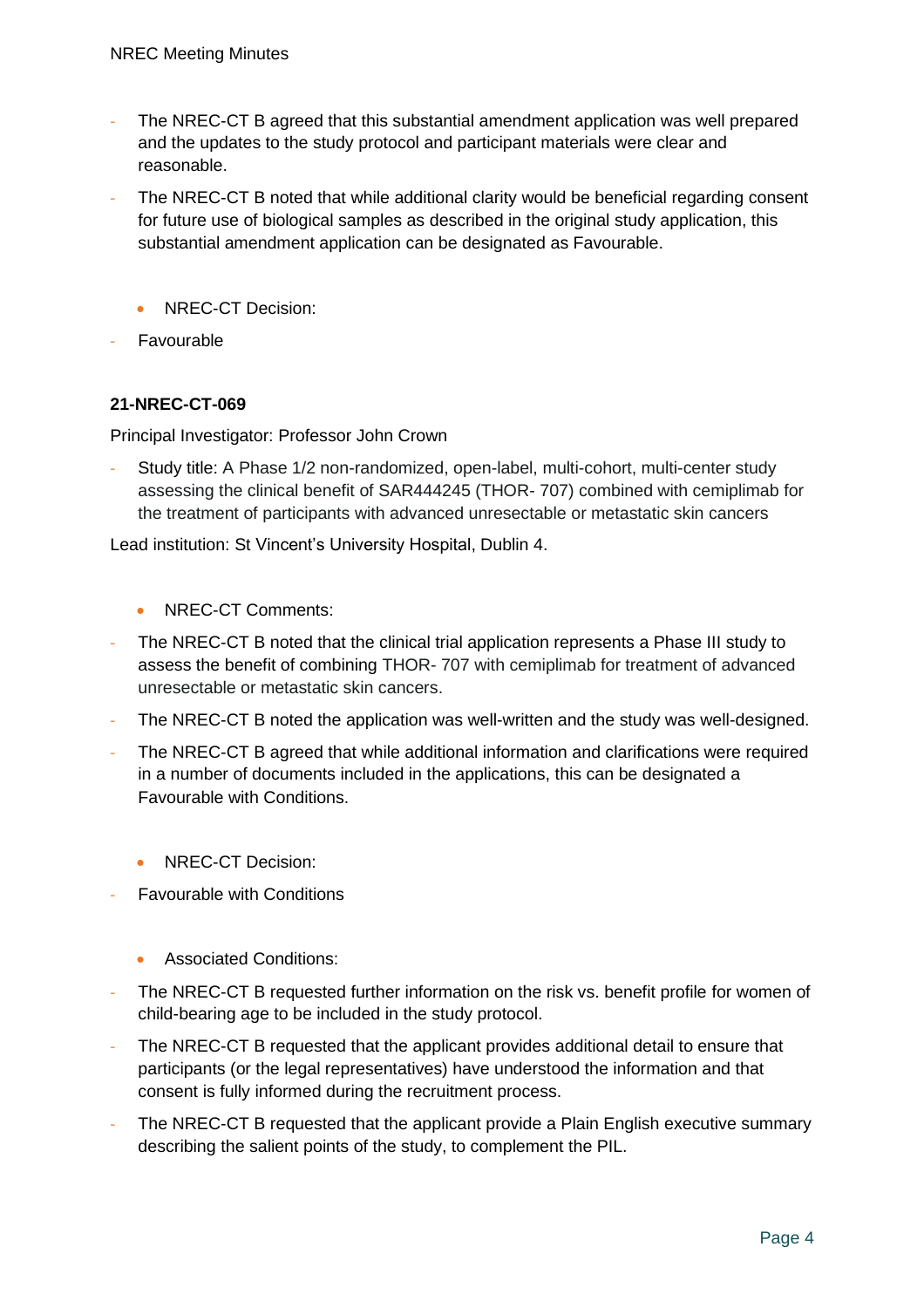- The NREC-CT B agreed that this substantial amendment application was well prepared and the updates to the study protocol and participant materials were clear and reasonable.
- The NREC-CT B noted that while additional clarity would be beneficial regarding consent for future use of biological samples as described in the original study application, this substantial amendment application can be designated as Favourable.

- NREC-CT Decision:

- Favourable

**21-NREC-CT-069**

Principal Investigator: Professor John Crown

- Study title: A Phase 1/2 non-randomized, open-label, multi-cohort, multi-center study assessing the clinical benefit of SAR444245 (THOR- 707) combined with cemiplimab for the treatment of participants with advanced unresectable or metastatic skin cancers

Lead institution: St Vincent's University Hospital, Dublin 4.

- NREC-CT Comments:

- The NREC-CT B noted that the clinical trial application represents a Phase III study to assess the benefit of combining THOR- 707 with cemiplimab for treatment of advanced unresectable or metastatic skin cancers.
- The NREC-CT B noted the application was well-written and the study was well-designed.
- The NREC-CT B agreed that while additional information and clarifications were required in a number of documents included in the applications, this can be designated a Favourable with Conditions.

- NREC-CT Decision:

- Favourable with Conditions

- Associated Conditions:

- The NREC-CT B requested further information on the risk vs. benefit profile for women of child-bearing age to be included in the study protocol.
- The NREC-CT B requested that the applicant provides additional detail to ensure that participants (or the legal representatives) have understood the information and that consent is fully informed during the recruitment process.
- The NREC-CT B requested that the applicant provide a Plain English executive summary describing the salient points of the study, to complement the PIL.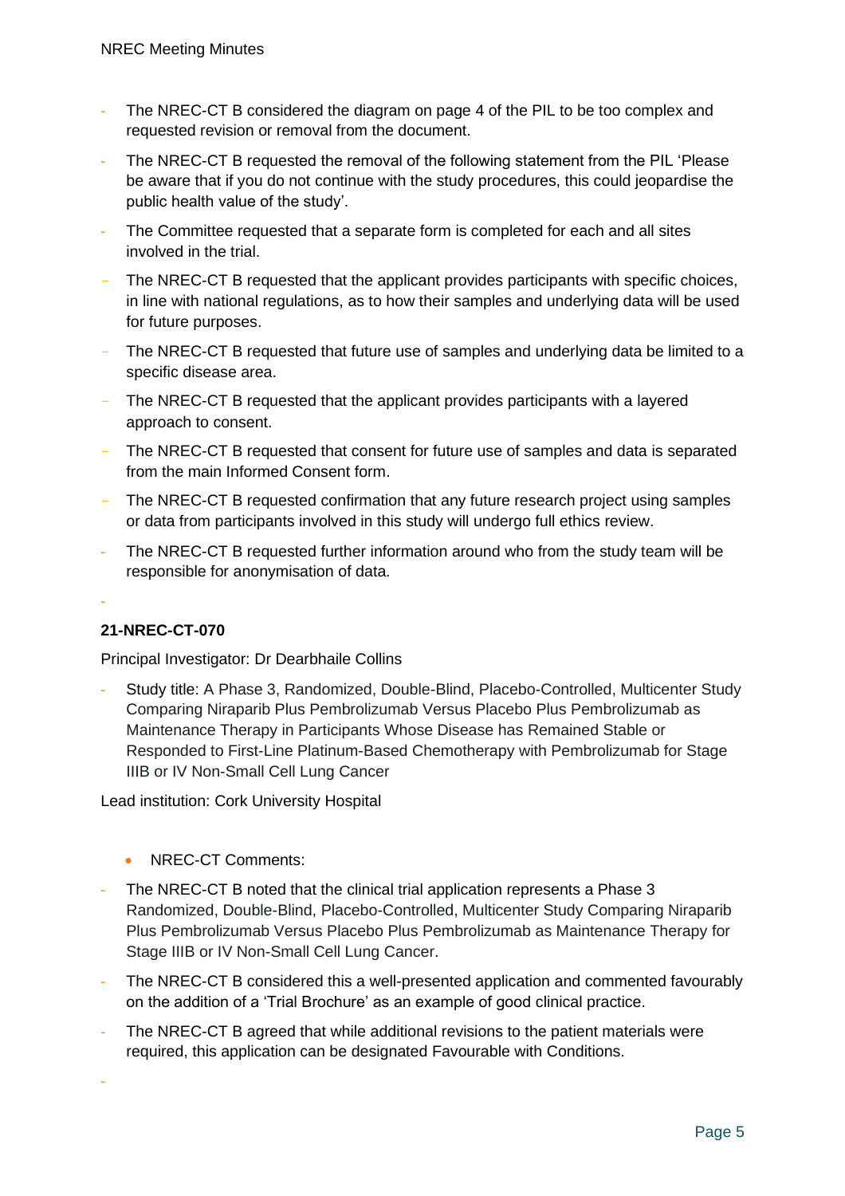- The NREC-CT B considered the diagram on page 4 of the PIL to be too complex and requested revision or removal from the document.
- The NREC-CT B requested the removal of the following statement from the PIL 'Please be aware that if you do not continue with the study procedures, this could jeopardise the public health value of the study'.
- The Committee requested that a separate form is completed for each and all sites involved in the trial.
- The NREC-CT B requested that the applicant provides participants with specific choices, in line with national regulations, as to how their samples and underlying data will be used for future purposes.
- The NREC-CT B requested that future use of samples and underlying data be limited to a specific disease area.
- The NREC-CT B requested that the applicant provides participants with a layered approach to consent.
- The NREC-CT B requested that consent for future use of samples and data is separated from the main Informed Consent form.
- The NREC-CT B requested confirmation that any future research project using samples or data from participants involved in this study will undergo full ethics review.
- The NREC-CT B requested further information around who from the study team will be responsible for anonymisation of data.

**21-NREC-CT-070**

Principal Investigator: Dr Dearbhaile Collins

- Study title: A Phase 3, Randomized, Double-Blind, Placebo-Controlled, Multicenter Study Comparing Niraparib Plus Pembrolizumab Versus Placebo Plus Pembrolizumab as Maintenance Therapy in Participants Whose Disease has Remained Stable or Responded to First-Line Platinum-Based Chemotherapy with Pembrolizumab for Stage IIIB or IV Non-Small Cell Lung Cancer

Lead institution: Cork University Hospital

- NREC-CT Comments:

- The NREC-CT B noted that the clinical trial application represents a Phase 3 Randomized, Double-Blind, Placebo-Controlled, Multicenter Study Comparing Niraparib Plus Pembrolizumab Versus Placebo Plus Pembrolizumab as Maintenance Therapy for Stage IIIB or IV Non-Small Cell Lung Cancer.
- The NREC-CT B considered this a well-presented application and commented favourably on the addition of a 'Trial Brochure' as an example of good clinical practice.
- The NREC-CT B agreed that while additional revisions to the patient materials were required, this application can be designated Favourable with Conditions.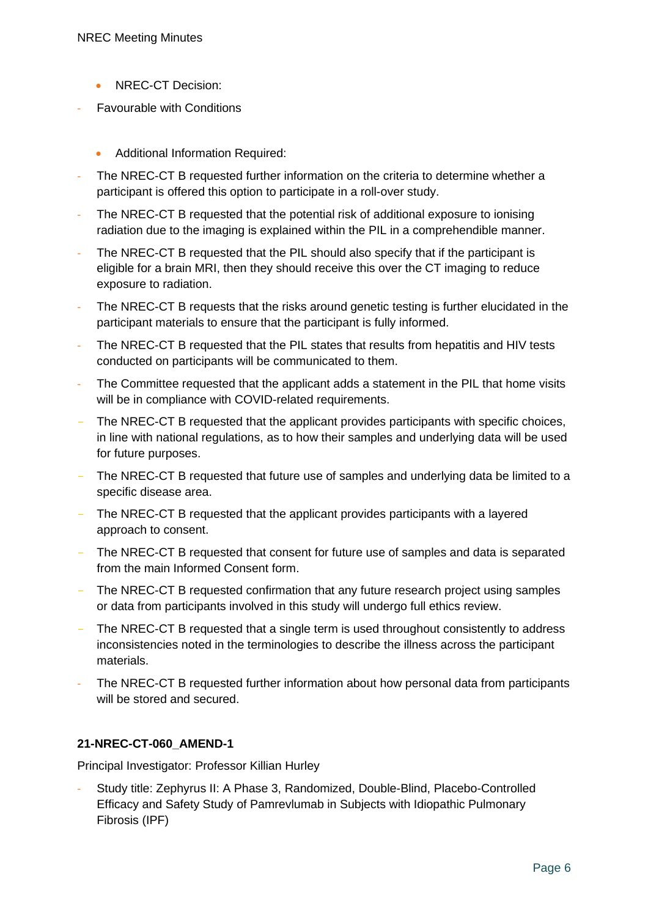- NREC-CT Decision:

- Favourable with Conditions

- Additional Information Required:

- The NREC-CT B requested further information on the criteria to determine whether a participant is offered this option to participate in a roll-over study.
- The NREC-CT B requested that the potential risk of additional exposure to ionising radiation due to the imaging is explained within the PIL in a comprehendible manner.
- The NREC-CT B requested that the PIL should also specify that if the participant is eligible for a brain MRI, then they should receive this over the CT imaging to reduce exposure to radiation.
- The NREC-CT B requests that the risks around genetic testing is further elucidated in the participant materials to ensure that the participant is fully informed.
- The NREC-CT B requested that the PIL states that results from hepatitis and HIV tests conducted on participants will be communicated to them.
- The Committee requested that the applicant adds a statement in the PIL that home visits will be in compliance with COVID-related requirements.
- The NREC-CT B requested that the applicant provides participants with specific choices, in line with national regulations, as to how their samples and underlying data will be used for future purposes.
- The NREC-CT B requested that future use of samples and underlying data be limited to a specific disease area.
- The NREC-CT B requested that the applicant provides participants with a layered approach to consent.
- The NREC-CT B requested that consent for future use of samples and data is separated from the main Informed Consent form.
- The NREC-CT B requested confirmation that any future research project using samples or data from participants involved in this study will undergo full ethics review.
- The NREC-CT B requested that a single term is used throughout consistently to address inconsistencies noted in the terminologies to describe the illness across the participant materials.
- The NREC-CT B requested further information about how personal data from participants will be stored and secured.

**21-NREC-CT-060_AMEND-1**

Principal Investigator: Professor Killian Hurley

- Study title: Zephyrus II: A Phase 3, Randomized, Double-Blind, Placebo-Controlled Efficacy and Safety Study of Pamrevlumab in Subjects with Idiopathic Pulmonary Fibrosis (IPF)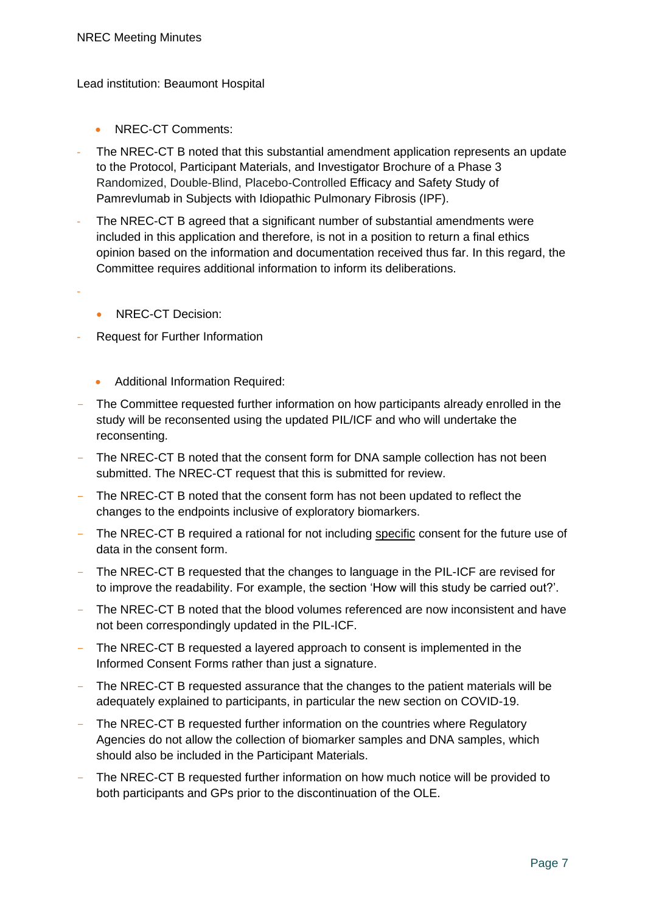Lead institution: Beaumont Hospital

- NREC-CT Comments:

- The NREC-CT B noted that this substantial amendment application represents an update to the Protocol, Participant Materials, and Investigator Brochure of a Phase 3 Randomized, Double-Blind, Placebo-Controlled Efficacy and Safety Study of Pamrevlumab in Subjects with Idiopathic Pulmonary Fibrosis (IPF).
- The NREC-CT B agreed that a significant number of substantial amendments were included in this application and therefore, is not in a position to return a final ethics opinion based on the information and documentation received thus far. In this regard, the Committee requires additional information to inform its deliberations.

- NREC-CT Decision:

- Request for Further Information

- Additional Information Required:

- The Committee requested further information on how participants already enrolled in the study will be reconsented using the updated PIL/ICF and who will undertake the reconsenting.
- The NREC-CT B noted that the consent form for DNA sample collection has not been submitted. The NREC-CT request that this is submitted for review.
- The NREC-CT B noted that the consent form has not been updated to reflect the changes to the endpoints inclusive of exploratory biomarkers.
- The NREC-CT B required a rational for not including <u>specific</u> consent for the future use of data in the consent form.
- The NREC-CT B requested that the changes to language in the PIL-ICF are revised for to improve the readability. For example, the section 'How will this study be carried out?'.
- The NREC-CT B noted that the blood volumes referenced are now inconsistent and have not been correspondingly updated in the PIL-ICF.
- The NREC-CT B requested a layered approach to consent is implemented in the Informed Consent Forms rather than just a signature.
- The NREC-CT B requested assurance that the changes to the patient materials will be adequately explained to participants, in particular the new section on COVID-19.
- The NREC-CT B requested further information on the countries where Regulatory Agencies do not allow the collection of biomarker samples and DNA samples, which should also be included in the Participant Materials.
- The NREC-CT B requested further information on how much notice will be provided to both participants and GPs prior to the discontinuation of the OLE.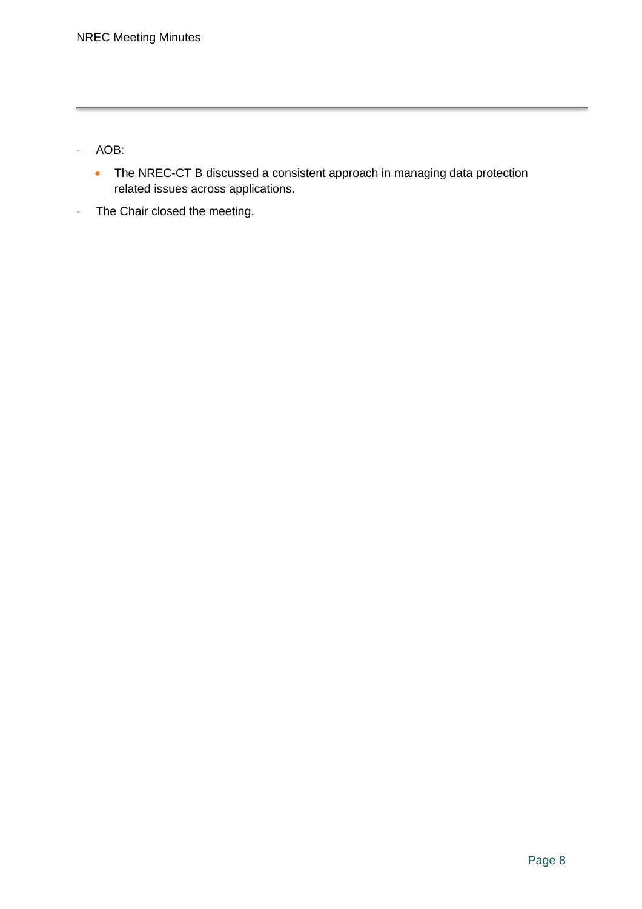- AOB:
    - The NREC-CT B discussed a consistent approach in managing data protection related issues across applications.
- The Chair closed the meeting.